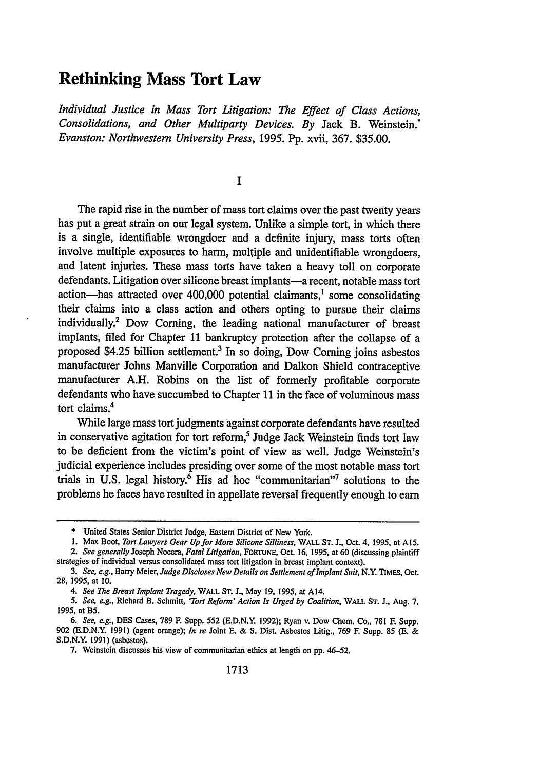# Rethinking Mass Tort Law

*Individual Justice in Mass Tort Litigation: The Effect of Class Actions, Consolidations, and Other Multiparty Devices. By* Jack B. Weinstein.* *Evanston: Northwestern University Press*, 1995. Pp. xvii, 367. $35.00.

## I

The rapid rise in the number of mass tort claims over the past twenty years has put a great strain on our legal system. Unlike a simple tort, in which there is a single, identifiable wrongdoer and a definite injury, mass torts often involve multiple exposures to harm, multiple and unidentifiable wrongdoers, and latent injuries. These mass torts have taken a heavy toll on corporate defendants. Litigation over silicone breast implants—a recent, notable mass tort action—has attracted over 400,000 potential claimants,[1] some consolidating their claims into a class action and others opting to pursue their claims individually.[2] Dow Corning, the leading national manufacturer of breast implants, filed for Chapter 11 bankruptcy protection after the collapse of a proposed $4.25 billion settlement.[3] In so doing, Dow Corning joins asbestos manufacturer Johns Manville Corporation and Dalkon Shield contraceptive manufacturer A.H. Robins on the list of formerly profitable corporate defendants who have succumbed to Chapter 11 in the face of voluminous mass tort claims.[4]

While large mass tort judgments against corporate defendants have resulted in conservative agitation for tort reform,[5] Judge Jack Weinstein finds tort law to be deficient from the victim's point of view as well. Judge Weinstein's judicial experience includes presiding over some of the most notable mass tort trials in U.S. legal history.[6] His ad hoc "communitarian"[7] solutions to the problems he faces have resulted in appellate reversal frequently enough to earn

---

\* United States Senior District Judge, Eastern District of New York.

1. Max Boot, *Tort Lawyers Gear Up for More Silicone Silliness*, WALL ST. J., Oct. 4, 1995, at A15.

2. *See generally* Joseph Nocera, *Fatal Litigation*, FORTUNE, Oct. 16, 1995, at 60 (discussing plaintiff strategies of individual versus consolidated mass tort litigation in breast implant context).

3. *See, e.g.*, Barry Meier, *Judge Discloses New Details on Settlement of Implant Suit*, N.Y. TIMES, Oct. 28, 1995, at 10.

4. *See The Breast Implant Tragedy*, WALL ST. J., May 19, 1995, at A14.

5. *See, e.g.*, Richard B. Schmitt, *'Tort Reform' Action Is Urged by Coalition*, WALL ST. J., Aug. 7, 1995, at B5.

6. *See, e.g.*, DES Cases, 789 F. Supp. 552 (E.D.N.Y. 1992); Ryan v. Dow Chem. Co., 781 F. Supp. 902 (E.D.N.Y. 1991) (agent orange); *In re* Joint E. & S. Dist. Asbestos Litig., 769 F. Supp. 85 (E. & S.D.N.Y. 1991) (asbestos).

7. Weinstein discusses his view of communitarian ethics at length on pp. 46–52.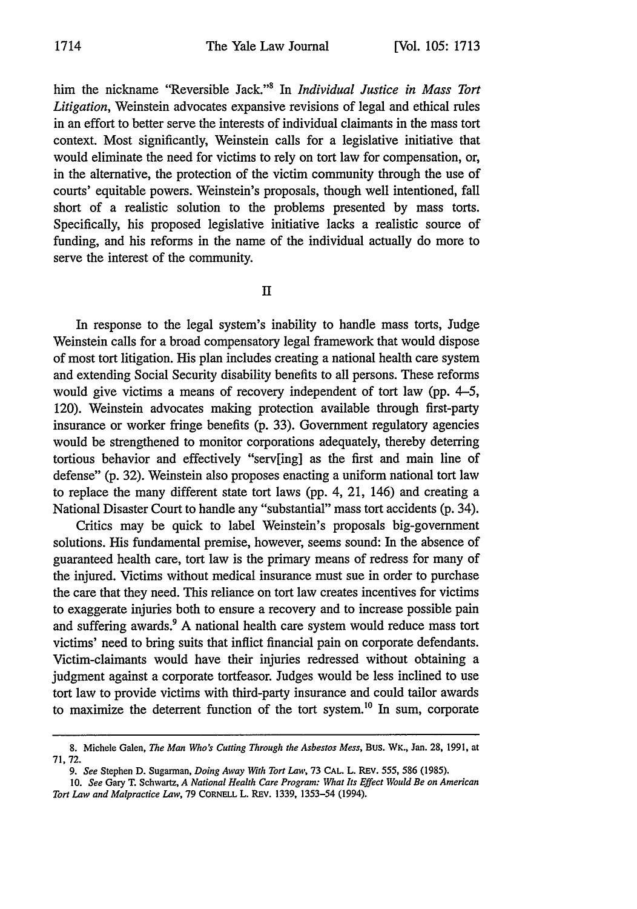him the nickname "Reversible Jack."[8] In *Individual Justice in Mass Tort Litigation*, Weinstein advocates expansive revisions of legal and ethical rules in an effort to better serve the interests of individual claimants in the mass tort context. Most significantly, Weinstein calls for a legislative initiative that would eliminate the need for victims to rely on tort law for compensation, or, in the alternative, the protection of the victim community through the use of courts' equitable powers. Weinstein's proposals, though well intentioned, fall short of a realistic solution to the problems presented by mass torts. Specifically, his proposed legislative initiative lacks a realistic source of funding, and his reforms in the name of the individual actually do more to serve the interest of the community.

## II

In response to the legal system's inability to handle mass torts, Judge Weinstein calls for a broad compensatory legal framework that would dispose of most tort litigation. His plan includes creating a national health care system and extending Social Security disability benefits to all persons. These reforms would give victims a means of recovery independent of tort law (pp. 4–5, 120). Weinstein advocates making protection available through first-party insurance or worker fringe benefits (p. 33). Government regulatory agencies would be strengthened to monitor corporations adequately, thereby deterring tortious behavior and effectively "serv[ing] as the first and main line of defense" (p. 32). Weinstein also proposes enacting a uniform national tort law to replace the many different state tort laws (pp. 4, 21, 146) and creating a National Disaster Court to handle any "substantial" mass tort accidents (p. 34).

Critics may be quick to label Weinstein's proposals big-government solutions. His fundamental premise, however, seems sound: In the absence of guaranteed health care, tort law is the primary means of redress for many of the injured. Victims without medical insurance must sue in order to purchase the care that they need. This reliance on tort law creates incentives for victims to exaggerate injuries both to ensure a recovery and to increase possible pain and suffering awards.[9] A national health care system would reduce mass tort victims' need to bring suits that inflict financial pain on corporate defendants. Victim-claimants would have their injuries redressed without obtaining a judgment against a corporate tortfeasor. Judges would be less inclined to use tort law to provide victims with third-party insurance and could tailor awards to maximize the deterrent function of the tort system.[10] In sum, corporate

---

8. Michele Galen, *The Man Who's Cutting Through the Asbestos Mess*, BUS. WK., Jan. 28, 1991, at 71, 72.

9. *See* Stephen D. Sugarman, *Doing Away With Tort Law*, 73 CAL. L. REV. 555, 586 (1985).

10. *See* Gary T. Schwartz, *A National Health Care Program: What Its Effect Would Be on American Tort Law and Malpractice Law*, 79 CORNELL L. REV. 1339, 1353–54 (1994).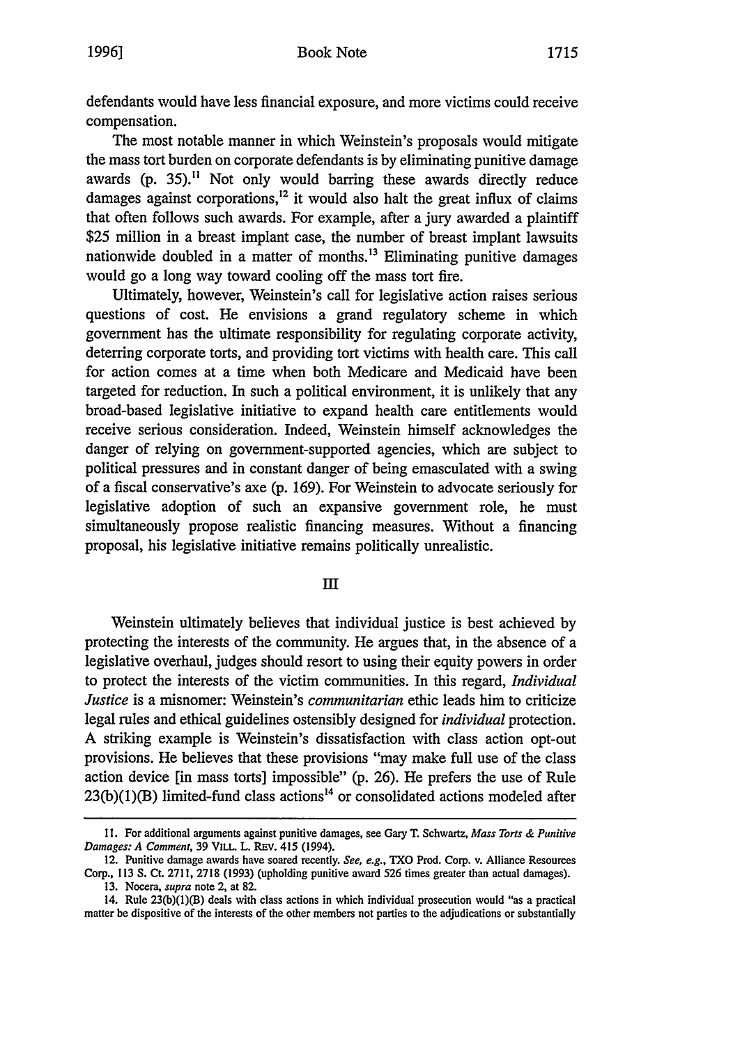defendants would have less financial exposure, and more victims could receive compensation.

The most notable manner in which Weinstein's proposals would mitigate the mass tort burden on corporate defendants is by eliminating punitive damage awards (p. 35).[11] Not only would barring these awards directly reduce damages against corporations,[12] it would also halt the great influx of claims that often follows such awards. For example, after a jury awarded a plaintiff $25 million in a breast implant case, the number of breast implant lawsuits nationwide doubled in a matter of months.[13] Eliminating punitive damages would go a long way toward cooling off the mass tort fire.

Ultimately, however, Weinstein's call for legislative action raises serious questions of cost. He envisions a grand regulatory scheme in which government has the ultimate responsibility for regulating corporate activity, deterring corporate torts, and providing tort victims with health care. This call for action comes at a time when both Medicare and Medicaid have been targeted for reduction. In such a political environment, it is unlikely that any broad-based legislative initiative to expand health care entitlements would receive serious consideration. Indeed, Weinstein himself acknowledges the danger of relying on government-supported agencies, which are subject to political pressures and in constant danger of being emasculated with a swing of a fiscal conservative's axe (p. 169). For Weinstein to advocate seriously for legislative adoption of such an expansive government role, he must simultaneously propose realistic financing measures. Without a financing proposal, his legislative initiative remains politically unrealistic.

## III

Weinstein ultimately believes that individual justice is best achieved by protecting the interests of the community. He argues that, in the absence of a legislative overhaul, judges should resort to using their equity powers in order to protect the interests of the victim communities. In this regard, *Individual Justice* is a misnomer: Weinstein's *communitarian* ethic leads him to criticize legal rules and ethical guidelines ostensibly designed for *individual* protection. A striking example is Weinstein's dissatisfaction with class action opt-out provisions. He believes that these provisions "may make full use of the class action device [in mass torts] impossible" (p. 26). He prefers the use of Rule 23(b)(1)(B) limited-fund class actions[14] or consolidated actions modeled after

---

11. For additional arguments against punitive damages, see Gary T. Schwartz, *Mass Torts & Punitive Damages: A Comment*, 39 VILL. L. REV. 415 (1994).

12. Punitive damage awards have soared recently. *See, e.g.*, TXO Prod. Corp. v. Alliance Resources Corp., 113 S. Ct. 2711, 2718 (1993) (upholding punitive award 526 times greater than actual damages).

13. Nocera, *supra* note 2, at 82.

14. Rule 23(b)(1)(B) deals with class actions in which individual prosecution would "as a practical matter be dispositive of the interests of the other members not parties to the adjudications or substantially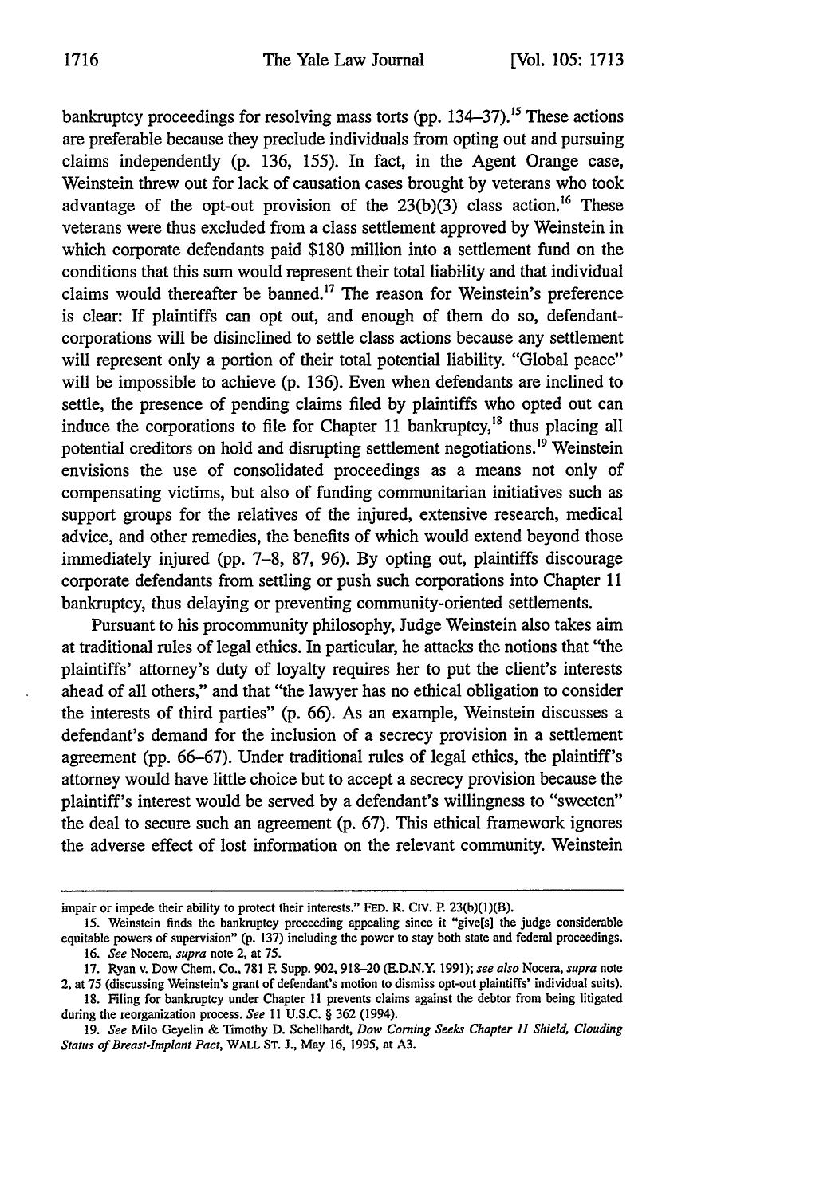bankruptcy proceedings for resolving mass torts (pp. 134–37).[15] These actions are preferable because they preclude individuals from opting out and pursuing claims independently (p. 136, 155). In fact, in the Agent Orange case, Weinstein threw out for lack of causation cases brought by veterans who took advantage of the opt-out provision of the 23(b)(3) class action.[16] These veterans were thus excluded from a class settlement approved by Weinstein in which corporate defendants paid $180 million into a settlement fund on the conditions that this sum would represent their total liability and that individual claims would thereafter be banned.[17] The reason for Weinstein's preference is clear: If plaintiffs can opt out, and enough of them do so, defendant-corporations will be disinclined to settle class actions because any settlement will represent only a portion of their total potential liability. "Global peace" will be impossible to achieve (p. 136). Even when defendants are inclined to settle, the presence of pending claims filed by plaintiffs who opted out can induce the corporations to file for Chapter 11 bankruptcy,[18] thus placing all potential creditors on hold and disrupting settlement negotiations.[19] Weinstein envisions the use of consolidated proceedings as a means not only of compensating victims, but also of funding communitarian initiatives such as support groups for the relatives of the injured, extensive research, medical advice, and other remedies, the benefits of which would extend beyond those immediately injured (pp. 7–8, 87, 96). By opting out, plaintiffs discourage corporate defendants from settling or push such corporations into Chapter 11 bankruptcy, thus delaying or preventing community-oriented settlements.

Pursuant to his procommunity philosophy, Judge Weinstein also takes aim at traditional rules of legal ethics. In particular, he attacks the notions that "the plaintiffs' attorney's duty of loyalty requires her to put the client's interests ahead of all others," and that "the lawyer has no ethical obligation to consider the interests of third parties" (p. 66). As an example, Weinstein discusses a defendant's demand for the inclusion of a secrecy provision in a settlement agreement (pp. 66–67). Under traditional rules of legal ethics, the plaintiff's attorney would have little choice but to accept a secrecy provision because the plaintiff's interest would be served by a defendant's willingness to "sweeten" the deal to secure such an agreement (p. 67). This ethical framework ignores the adverse effect of lost information on the relevant community. Weinstein

---

impair or impede their ability to protect their interests." FED. R. CIV. P. 23(b)(1)(B).

15. Weinstein finds the bankruptcy proceeding appealing since it "give[s] the judge considerable equitable powers of supervision" (p. 137) including the power to stay both state and federal proceedings.

16. *See* Nocera, *supra* note 2, at 75.

17. Ryan v. Dow Chem. Co., 781 F. Supp. 902, 918–20 (E.D.N.Y. 1991); *see also* Nocera, *supra* note 2, at 75 (discussing Weinstein's grant of defendant's motion to dismiss opt-out plaintiffs' individual suits).

18. Filing for bankruptcy under Chapter 11 prevents claims against the debtor from being litigated during the reorganization process. *See* 11 U.S.C. § 362 (1994).

19. *See* Milo Geyelin & Timothy D. Schellhardt, *Dow Corning Seeks Chapter 11 Shield, Clouding Status of Breast-Implant Pact*, WALL ST. J., May 16, 1995, at A3.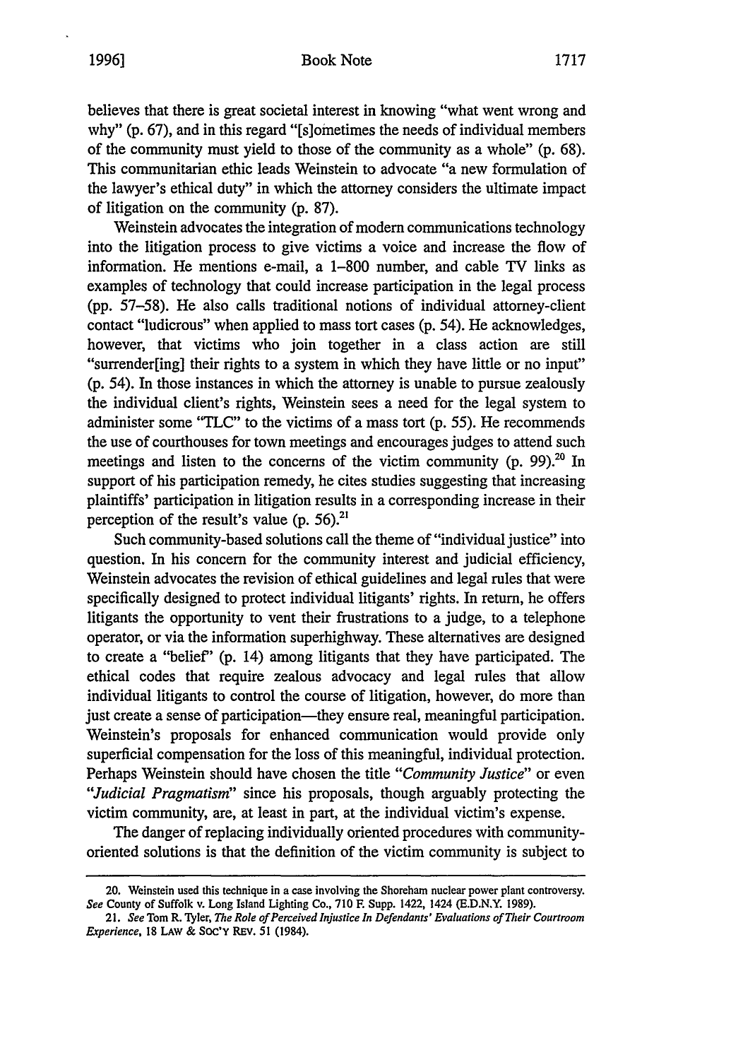believes that there is great societal interest in knowing "what went wrong and why" (p. 67), and in this regard "[s]ometimes the needs of individual members of the community must yield to those of the community as a whole" (p. 68). This communitarian ethic leads Weinstein to advocate "a new formulation of the lawyer's ethical duty" in which the attorney considers the ultimate impact of litigation on the community (p. 87).

Weinstein advocates the integration of modern communications technology into the litigation process to give victims a voice and increase the flow of information. He mentions e-mail, a 1–800 number, and cable TV links as examples of technology that could increase participation in the legal process (pp. 57–58). He also calls traditional notions of individual attorney-client contact "ludicrous" when applied to mass tort cases (p. 54). He acknowledges, however, that victims who join together in a class action are still "surrender[ing] their rights to a system in which they have little or no input" (p. 54). In those instances in which the attorney is unable to pursue zealously the individual client's rights, Weinstein sees a need for the legal system to administer some "TLC" to the victims of a mass tort (p. 55). He recommends the use of courthouses for town meetings and encourages judges to attend such meetings and listen to the concerns of the victim community (p. 99).[20] In support of his participation remedy, he cites studies suggesting that increasing plaintiffs' participation in litigation results in a corresponding increase in their perception of the result's value (p. 56).[21]

Such community-based solutions call the theme of "individual justice" into question. In his concern for the community interest and judicial efficiency, Weinstein advocates the revision of ethical guidelines and legal rules that were specifically designed to protect individual litigants' rights. In return, he offers litigants the opportunity to vent their frustrations to a judge, to a telephone operator, or via the information superhighway. These alternatives are designed to create a "belief" (p. 14) among litigants that they have participated. The ethical codes that require zealous advocacy and legal rules that allow individual litigants to control the course of litigation, however, do more than just create a sense of participation—they ensure real, meaningful participation. Weinstein's proposals for enhanced communication would provide only superficial compensation for the loss of this meaningful, individual protection. Perhaps Weinstein should have chosen the title "*Community Justice*" or even "*Judicial Pragmatism*" since his proposals, though arguably protecting the victim community, are, at least in part, at the individual victim's expense.

The danger of replacing individually oriented procedures with community-oriented solutions is that the definition of the victim community is subject to

---

20. Weinstein used this technique in a case involving the Shoreham nuclear power plant controversy. *See* County of Suffolk v. Long Island Lighting Co., 710 F. Supp. 1422, 1424 (E.D.N.Y. 1989).

21. *See* Tom R. Tyler, *The Role of Perceived Injustice In Defendants' Evaluations of Their Courtroom Experience*, 18 LAW & SOC'Y REV. 51 (1984).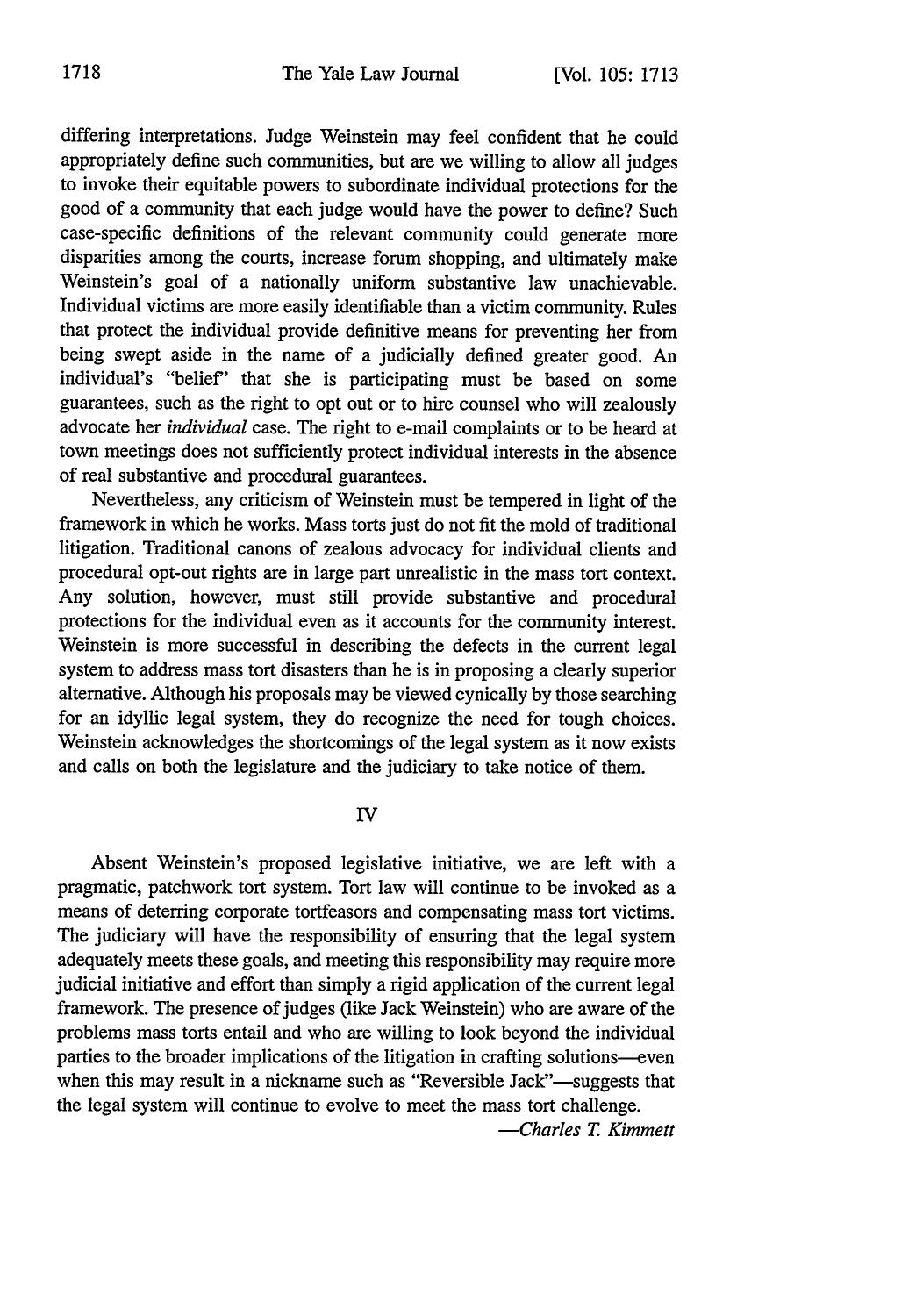differing interpretations. Judge Weinstein may feel confident that he could appropriately define such communities, but are we willing to allow all judges to invoke their equitable powers to subordinate individual protections for the good of a community that each judge would have the power to define? Such case-specific definitions of the relevant community could generate more disparities among the courts, increase forum shopping, and ultimately make Weinstein's goal of a nationally uniform substantive law unachievable. Individual victims are more easily identifiable than a victim community. Rules that protect the individual provide definitive means for preventing her from being swept aside in the name of a judicially defined greater good. An individual's "belief" that she is participating must be based on some guarantees, such as the right to opt out or to hire counsel who will zealously advocate her *individual* case. The right to e-mail complaints or to be heard at town meetings does not sufficiently protect individual interests in the absence of real substantive and procedural guarantees.

Nevertheless, any criticism of Weinstein must be tempered in light of the framework in which he works. Mass torts just do not fit the mold of traditional litigation. Traditional canons of zealous advocacy for individual clients and procedural opt-out rights are in large part unrealistic in the mass tort context. Any solution, however, must still provide substantive and procedural protections for the individual even as it accounts for the community interest. Weinstein is more successful in describing the defects in the current legal system to address mass tort disasters than he is in proposing a clearly superior alternative. Although his proposals may be viewed cynically by those searching for an idyllic legal system, they do recognize the need for tough choices. Weinstein acknowledges the shortcomings of the legal system as it now exists and calls on both the legislature and the judiciary to take notice of them.

## IV

Absent Weinstein's proposed legislative initiative, we are left with a pragmatic, patchwork tort system. Tort law will continue to be invoked as a means of deterring corporate tortfeasors and compensating mass tort victims. The judiciary will have the responsibility of ensuring that the legal system adequately meets these goals, and meeting this responsibility may require more judicial initiative and effort than simply a rigid application of the current legal framework. The presence of judges (like Jack Weinstein) who are aware of the problems mass torts entail and who are willing to look beyond the individual parties to the broader implications of the litigation in crafting solutions—even when this may result in a nickname such as "Reversible Jack"—suggests that the legal system will continue to evolve to meet the mass tort challenge.

*—Charles T. Kimmett*